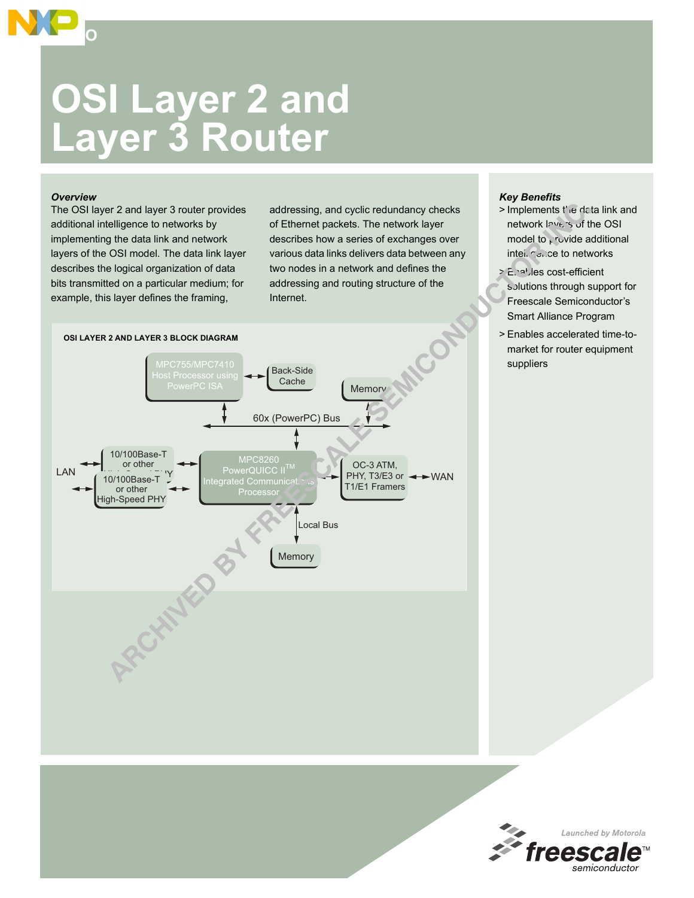# OSI Layer 2 and Layer 3 Router

## *Overview*

The OSI layer 2 and layer 3 router provides additional intelligence to networks by implementing the data link and network layers of the OSI model. The data link layer describes the logical organization of data bits transmitted on a particular medium; for example, this layer defines the framing, addressing, and cyclic redundancy checks of Ethernet packets. The network layer describes how a series of exchanges over various data links delivers data between any two nodes in a network and defines the addressing and routing structure of the Internet.

**OSI LAYER 2 AND LAYER 3 BLOCK DIAGRAM**

- MPC755/MPC7410 Host Processor using PowerPC ISA ↔ Back-Side Cache
- 60x (PowerPC) Bus ↔ Memory
- LAN ↔ 10/100Base-T or other High-Speed PHY ↔ MPC8260 PowerQUICC II™ Integrated Communications Processor
- MPC8260 PowerQUICC II™ Integrated Communications Processor ↔ OC-3 ATM, PHY, T3/E3 or T1/E1 Framers ↔ WAN
- Local Bus ↔ Memory

## *Key Benefits*

- > Implements the data link and network layers of the OSI model to provide additional intelligence to networks
- > Enables cost-efficient solutions through support for Freescale Semiconductor's Smart Alliance Program
- > Enables accelerated time-to-market for router equipment suppliers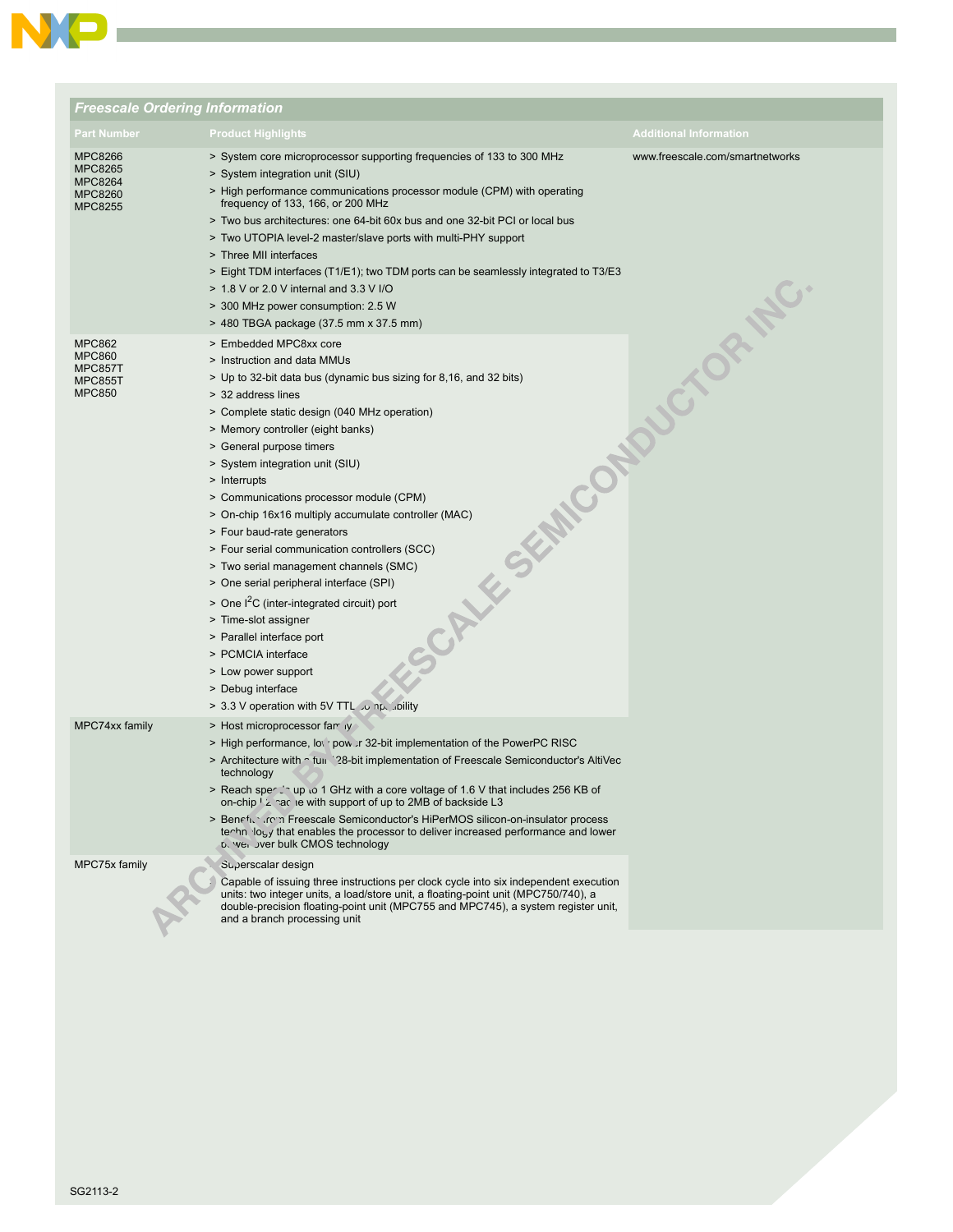## Freescale Ordering Information

| Part Number | Product Highlights | Additional Information |
|---|---|---|
| MPC8266<br>MPC8265<br>MPC8264<br>MPC8260<br>MPC8255 | > System core microprocessor supporting frequencies of 133 to 300 MHz<br>> System integration unit (SIU)<br>> High performance communications processor module (CPM) with operating frequency of 133, 166, or 200 MHz<br>> Two bus architectures: one 64-bit 60x bus and one 32-bit PCI or local bus<br>> Two UTOPIA level-2 master/slave ports with multi-PHY support<br>> Three MII interfaces<br>> Eight TDM interfaces (T1/E1); two TDM ports can be seamlessly integrated to T3/E3<br>> 1.8 V or 2.0 V internal and 3.3 V I/O<br>> 300 MHz power consumption: 2.5 W<br>> 480 TBGA package (37.5 mm x 37.5 mm) | www.freescale.com/smartnetworks |
| MPC862<br>MPC860<br>MPC857T<br>MPC855T<br>MPC850 | > Embedded MPC8xx core<br>> Instruction and data MMUs<br>> Up to 32-bit data bus (dynamic bus sizing for 8,16, and 32 bits)<br>> 32 address lines<br>> Complete static design (040 MHz operation)<br>> Memory controller (eight banks)<br>> General purpose timers<br>> System integration unit (SIU)<br>> Interrupts<br>> Communications processor module (CPM)<br>> On-chip 16x16 multiply accumulate controller (MAC)<br>> Four baud-rate generators<br>> Four serial communication controllers (SCC)<br>> Two serial management channels (SMC)<br>> One serial peripheral interface (SPI)<br>> One I$^2$C (inter-integrated circuit) port<br>> Time-slot assigner<br>> Parallel interface port<br>> PCMCIA interface<br>> Low power support<br>> Debug interface<br>> 3.3 V operation with 5V TTL compatibility | |
| MPC74xx family | > Host microprocessor family<br>> High performance, low power 32-bit implementation of the PowerPC RISC<br>> Architecture with a full 128-bit implementation of Freescale Semiconductor's AltiVec technology<br>> Reach speeds up to 1 GHz with a core voltage of 1.6 V that includes 256 KB of on-chip L2 cache with support of up to 2MB of backside L3<br>> Benefits from Freescale Semiconductor's HiPerMOS silicon-on-insulator process technology that enables the processor to deliver increased performance and lower power over bulk CMOS technology | |
| MPC75x family | > Superscalar design<br>> Capable of issuing three instructions per clock cycle into six independent execution units: two integer units, a load/store unit, a floating-point unit (MPC750/740), a double-precision floating-point unit (MPC755 and MPC745), a system register unit, and a branch processing unit | |

SG2113-2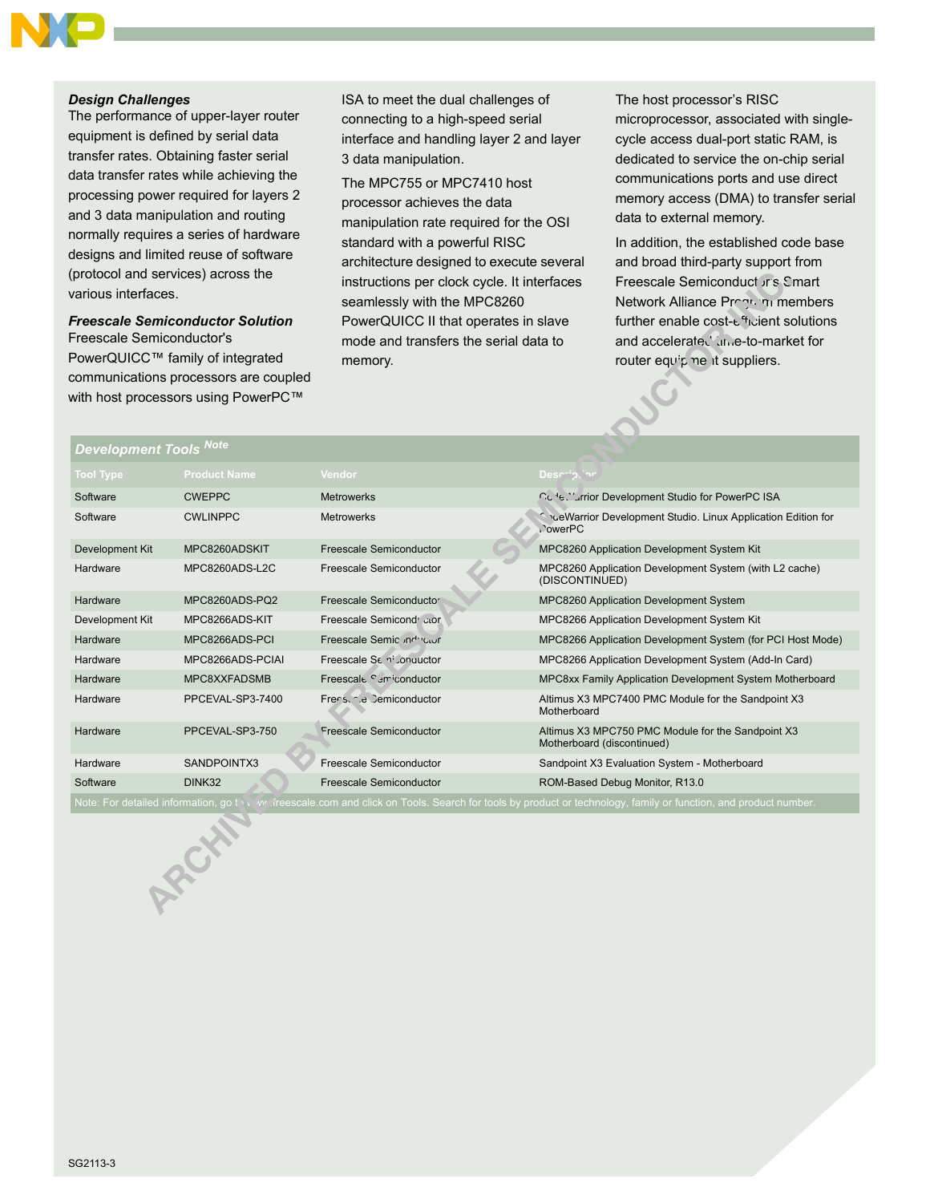### *Design Challenges*

The performance of upper-layer router equipment is defined by serial data transfer rates. Obtaining faster serial data transfer rates while achieving the processing power required for layers 2 and 3 data manipulation and routing normally requires a series of hardware designs and limited reuse of software (protocol and services) across the various interfaces.

### *Freescale Semiconductor Solution*

Freescale Semiconductor's PowerQUICC™ family of integrated communications processors are coupled with host processors using PowerPC™ ISA to meet the dual challenges of connecting to a high-speed serial interface and handling layer 2 and layer 3 data manipulation.

The MPC755 or MPC7410 host processor achieves the data manipulation rate required for the OSI standard with a powerful RISC architecture designed to execute several instructions per clock cycle. It interfaces seamlessly with the MPC8260 PowerQUICC II that operates in slave mode and transfers the serial data to memory.

The host processor's RISC microprocessor, associated with single-cycle access dual-port static RAM, is dedicated to service the on-chip serial communications ports and use direct memory access (DMA) to transfer serial data to external memory.

In addition, the established code base and broad third-party support from Freescale Semiconductor's Smart Network Alliance Program members further enable cost-efficient solutions and accelerated time-to-market for router equipment suppliers.

### *Development Tools* Note

| Tool Type | Product Name | Vendor | Description |
|---|---|---|---|
| Software | CWEPPC | Metrowerks | CodeWarrior Development Studio for PowerPC ISA |
| Software | CWLINPPC | Metrowerks | CodeWarrior Development Studio. Linux Application Edition for PowerPC |
| Development Kit | MPC8260ADSKIT | Freescale Semiconductor | MPC8260 Application Development System Kit |
| Hardware | MPC8260ADS-L2C | Freescale Semiconductor | MPC8260 Application Development System (with L2 cache) (DISCONTINUED) |
| Hardware | MPC8260ADS-PQ2 | Freescale Semiconductor | MPC8260 Application Development System |
| Development Kit | MPC8266ADS-KIT | Freescale Semiconductor | MPC8266 Application Development System Kit |
| Hardware | MPC8266ADS-PCI | Freescale Semiconductor | MPC8266 Application Development System (for PCI Host Mode) |
| Hardware | MPC8266ADS-PCIAI | Freescale Semiconductor | MPC8266 Application Development System (Add-In Card) |
| Hardware | MPC8XXFADSMB | Freescale Semiconductor | MPC8xx Family Application Development System Motherboard |
| Hardware | PPCEVAL-SP3-7400 | Freescale Semiconductor | Altimus X3 MPC7400 PMC Module for the Sandpoint X3 Motherboard |
| Hardware | PPCEVAL-SP3-750 | Freescale Semiconductor | Altimus X3 MPC750 PMC Module for the Sandpoint X3 Motherboard (discontinued) |
| Hardware | SANDPOINTX3 | Freescale Semiconductor | Sandpoint X3 Evaluation System - Motherboard |
| Software | DINK32 | Freescale Semiconductor | ROM-Based Debug Monitor, R13.0 |

Note: For detailed information, go to www.freescale.com and click on Tools. Search for tools by product or technology, family or function, and product number.

SG2113-3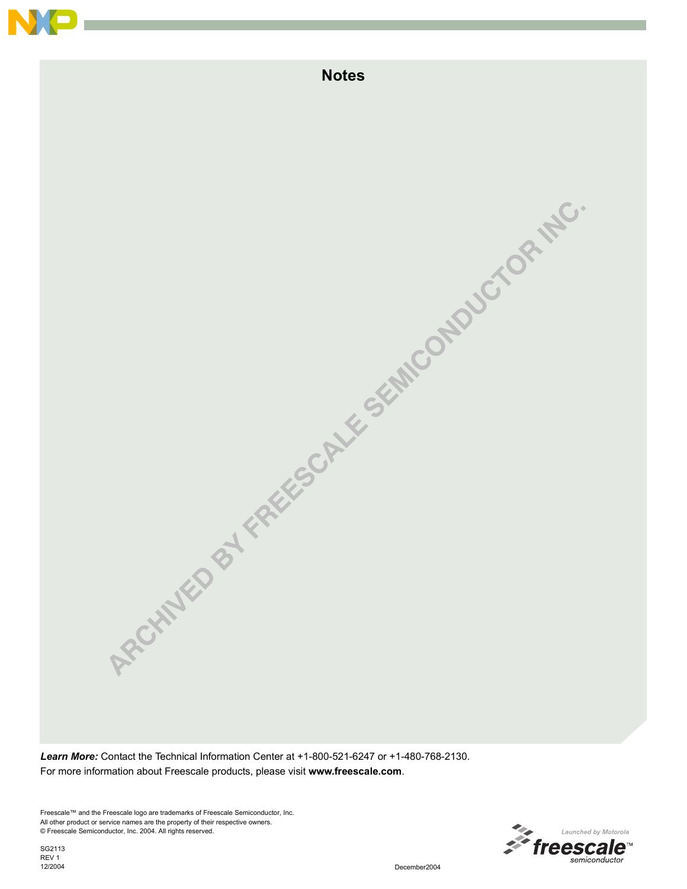## Notes

ARCHIVED BY FREESCALE SEMICONDUCTOR INC.

***Learn More:*** Contact the Technical Information Center at +1-800-521-6247 or +1-480-768-2130.
For more information about Freescale products, please visit **www.freescale.com**.

Freescale™ and the Freescale logo are trademarks of Freescale Semiconductor, Inc.
All other product or service names are the property of their respective owners.
© Freescale Semiconductor, Inc. 2004. All rights reserved.

SG2113
REV 1
12/2004

December2004